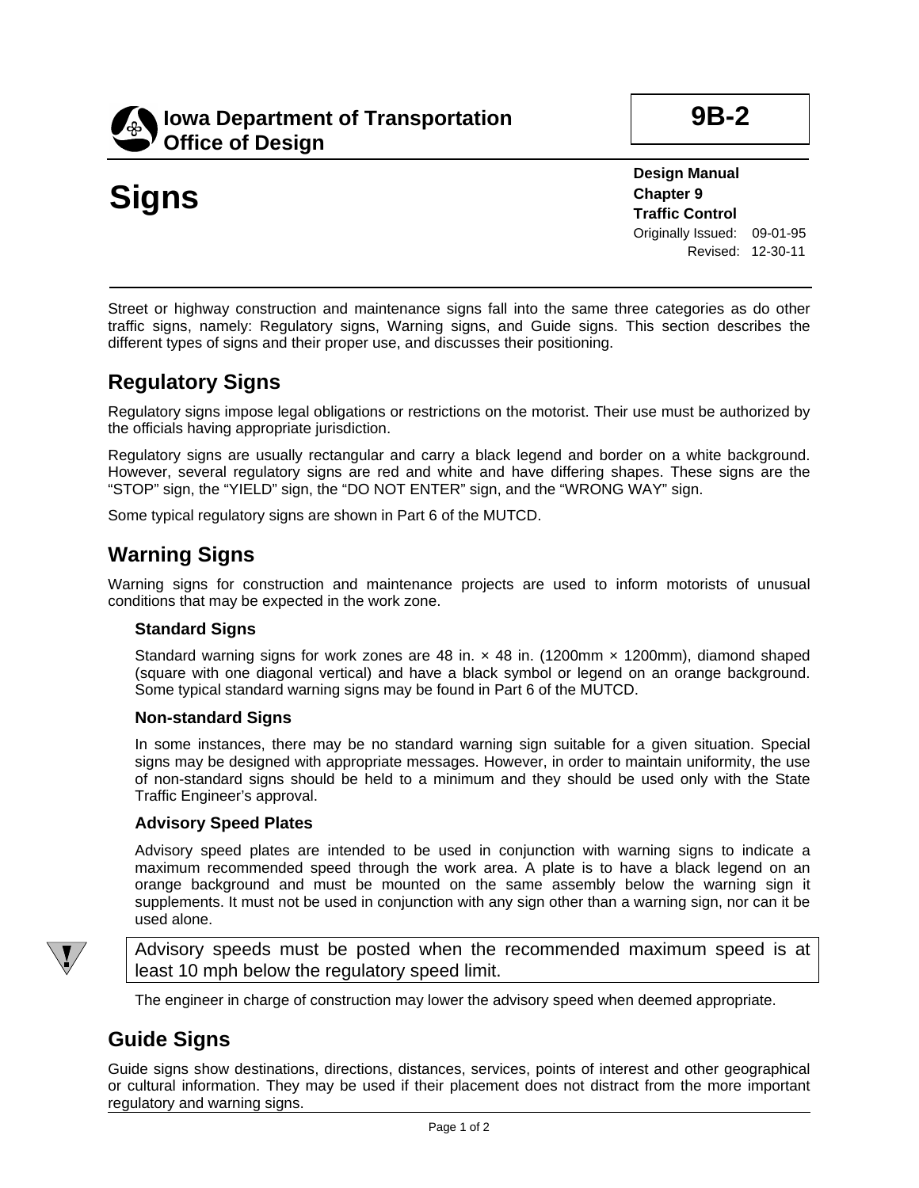**Iowa Department of Transportation**
**Office of Design**

**9B-2**

# Signs

**Design Manual**
**Chapter 9**
**Traffic Control**
Originally Issued: 09-01-95
Revised: 12-30-11

Street or highway construction and maintenance signs fall into the same three categories as do other traffic signs, namely: Regulatory signs, Warning signs, and Guide signs. This section describes the different types of signs and their proper use, and discusses their positioning.

## Regulatory Signs

Regulatory signs impose legal obligations or restrictions on the motorist. Their use must be authorized by the officials having appropriate jurisdiction.

Regulatory signs are usually rectangular and carry a black legend and border on a white background. However, several regulatory signs are red and white and have differing shapes. These signs are the "STOP" sign, the "YIELD" sign, the "DO NOT ENTER" sign, and the "WRONG WAY" sign.

Some typical regulatory signs are shown in Part 6 of the MUTCD.

## Warning Signs

Warning signs for construction and maintenance projects are used to inform motorists of unusual conditions that may be expected in the work zone.

### Standard Signs

Standard warning signs for work zones are 48 in. × 48 in. (1200mm × 1200mm), diamond shaped (square with one diagonal vertical) and have a black symbol or legend on an orange background. Some typical standard warning signs may be found in Part 6 of the MUTCD.

### Non-standard Signs

In some instances, there may be no standard warning sign suitable for a given situation. Special signs may be designed with appropriate messages. However, in order to maintain uniformity, the use of non-standard signs should be held to a minimum and they should be used only with the State Traffic Engineer's approval.

### Advisory Speed Plates

Advisory speed plates are intended to be used in conjunction with warning signs to indicate a maximum recommended speed through the work area. A plate is to have a black legend on an orange background and must be mounted on the same assembly below the warning sign it supplements. It must not be used in conjunction with any sign other than a warning sign, nor can it be used alone.

> Advisory speeds must be posted when the recommended maximum speed is at least 10 mph below the regulatory speed limit.

The engineer in charge of construction may lower the advisory speed when deemed appropriate.

## Guide Signs

Guide signs show destinations, directions, distances, services, points of interest and other geographical or cultural information. They may be used if their placement does not distract from the more important regulatory and warning signs.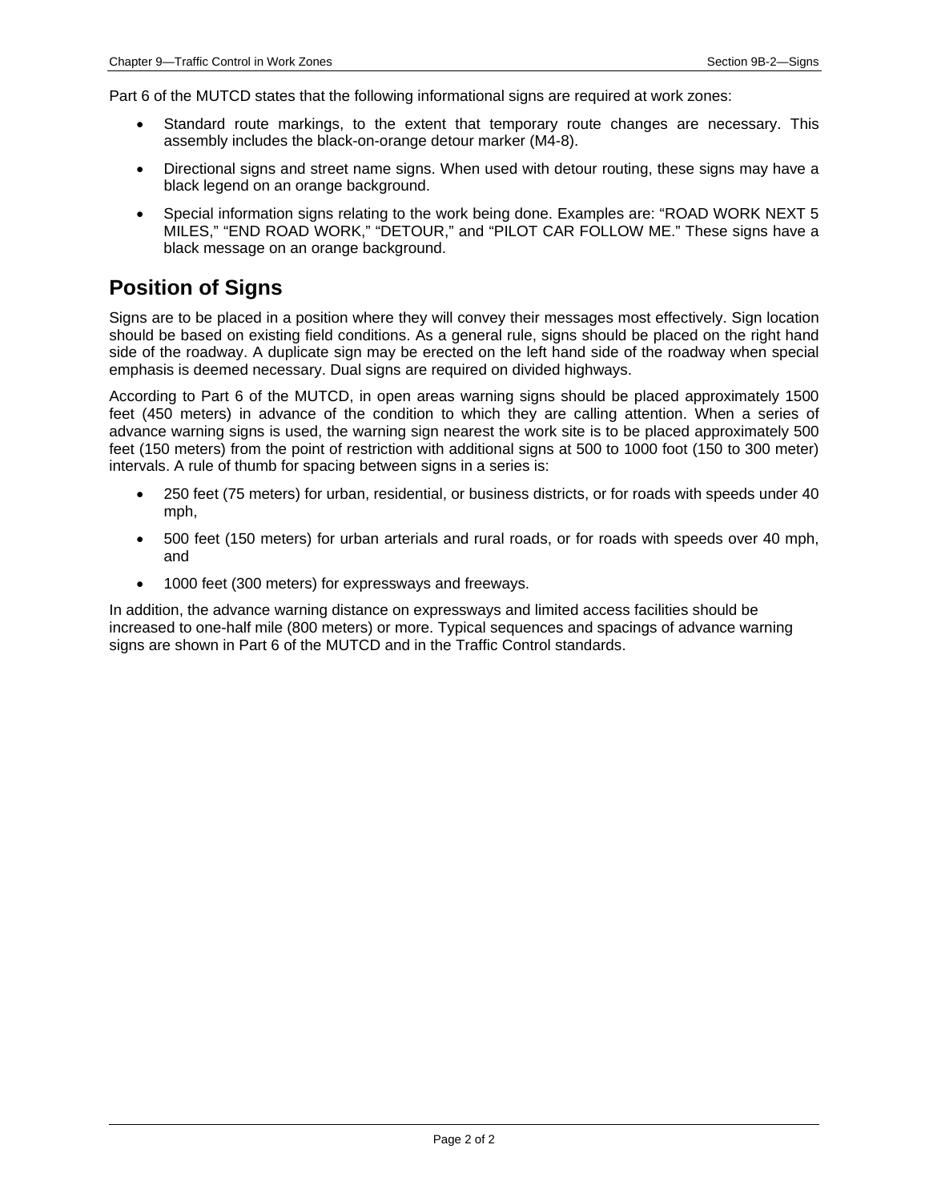Part 6 of the MUTCD states that the following informational signs are required at work zones:

- Standard route markings, to the extent that temporary route changes are necessary. This assembly includes the black-on-orange detour marker (M4-8).
- Directional signs and street name signs. When used with detour routing, these signs may have a black legend on an orange background.
- Special information signs relating to the work being done. Examples are: "ROAD WORK NEXT 5 MILES," "END ROAD WORK," "DETOUR," and "PILOT CAR FOLLOW ME." These signs have a black message on an orange background.

## Position of Signs

Signs are to be placed in a position where they will convey their messages most effectively. Sign location should be based on existing field conditions. As a general rule, signs should be placed on the right hand side of the roadway. A duplicate sign may be erected on the left hand side of the roadway when special emphasis is deemed necessary. Dual signs are required on divided highways.

According to Part 6 of the MUTCD, in open areas warning signs should be placed approximately 1500 feet (450 meters) in advance of the condition to which they are calling attention. When a series of advance warning signs is used, the warning sign nearest the work site is to be placed approximately 500 feet (150 meters) from the point of restriction with additional signs at 500 to 1000 foot (150 to 300 meter) intervals. A rule of thumb for spacing between signs in a series is:

- 250 feet (75 meters) for urban, residential, or business districts, or for roads with speeds under 40 mph,
- 500 feet (150 meters) for urban arterials and rural roads, or for roads with speeds over 40 mph, and
- 1000 feet (300 meters) for expressways and freeways.

In addition, the advance warning distance on expressways and limited access facilities should be increased to one-half mile (800 meters) or more. Typical sequences and spacings of advance warning signs are shown in Part 6 of the MUTCD and in the Traffic Control standards.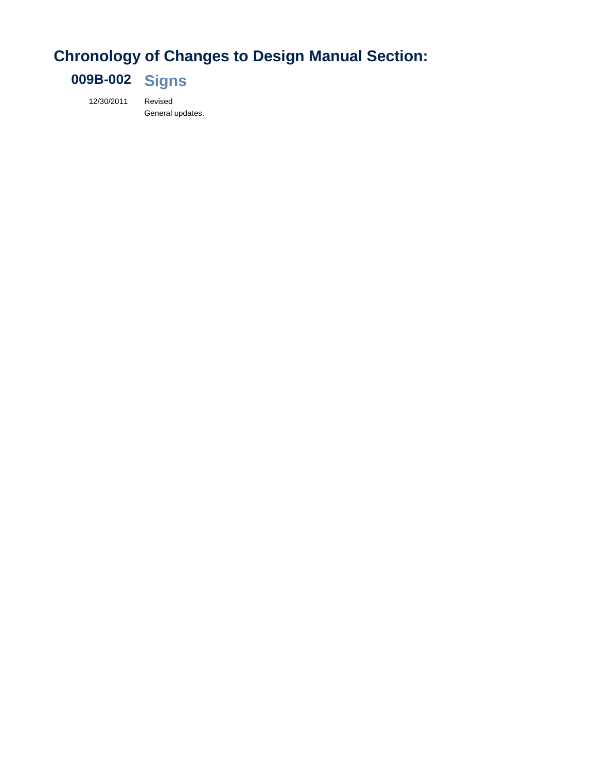# Chronology of Changes to Design Manual Section:

## 009B-002 Signs

12/30/2011 Revised
General updates.